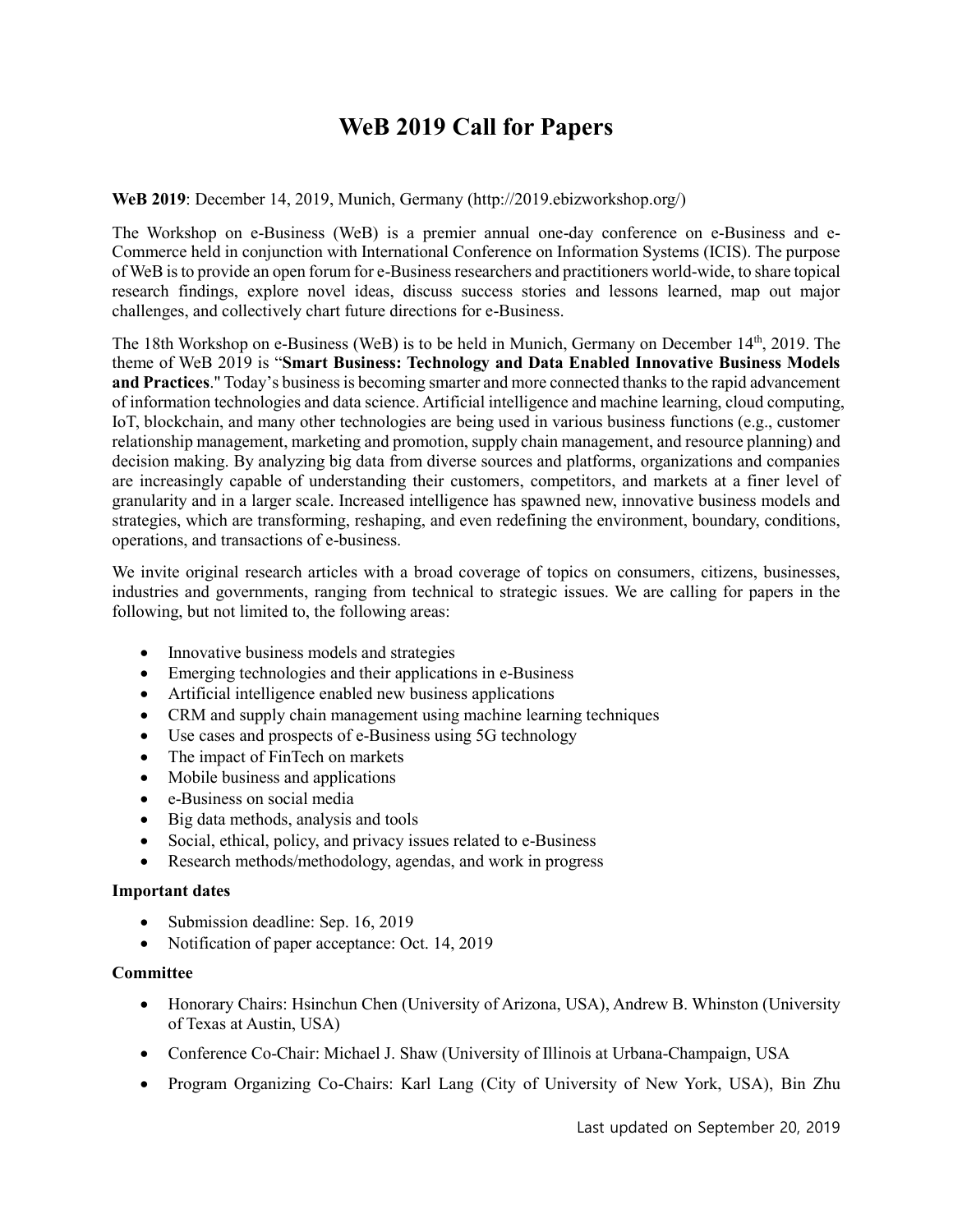# WeB 2019 Call for Papers

**WeB 2019**: December 14, 2019, Munich, Germany (http://2019.ebizworkshop.org/)

The Workshop on e-Business (WeB) is a premier annual one-day conference on e-Business and e-Commerce held in conjunction with International Conference on Information Systems (ICIS). The purpose of WeB is to provide an open forum for e-Business researchers and practitioners world-wide, to share topical research findings, explore novel ideas, discuss success stories and lessons learned, map out major challenges, and collectively chart future directions for e-Business.

The 18th Workshop on e-Business (WeB) is to be held in Munich, Germany on December 14th, 2019. The theme of WeB 2019 is "**Smart Business: Technology and Data Enabled Innovative Business Models and Practices**." Today's business is becoming smarter and more connected thanks to the rapid advancement of information technologies and data science. Artificial intelligence and machine learning, cloud computing, IoT, blockchain, and many other technologies are being used in various business functions (e.g., customer relationship management, marketing and promotion, supply chain management, and resource planning) and decision making. By analyzing big data from diverse sources and platforms, organizations and companies are increasingly capable of understanding their customers, competitors, and markets at a finer level of granularity and in a larger scale. Increased intelligence has spawned new, innovative business models and strategies, which are transforming, reshaping, and even redefining the environment, boundary, conditions, operations, and transactions of e-business.

We invite original research articles with a broad coverage of topics on consumers, citizens, businesses, industries and governments, ranging from technical to strategic issues. We are calling for papers in the following, but not limited to, the following areas:

- Innovative business models and strategies
- Emerging technologies and their applications in e-Business
- Artificial intelligence enabled new business applications
- CRM and supply chain management using machine learning techniques
- Use cases and prospects of e-Business using 5G technology
- The impact of FinTech on markets
- Mobile business and applications
- e-Business on social media
- Big data methods, analysis and tools
- Social, ethical, policy, and privacy issues related to e-Business
- Research methods/methodology, agendas, and work in progress

**Important dates**

- Submission deadline: Sep. 16, 2019
- Notification of paper acceptance: Oct. 14, 2019

**Committee**

- Honorary Chairs: Hsinchun Chen (University of Arizona, USA), Andrew B. Whinston (University of Texas at Austin, USA)
- Conference Co-Chair: Michael J. Shaw (University of Illinois at Urbana-Champaign, USA
- Program Organizing Co-Chairs: Karl Lang (City of University of New York, USA), Bin Zhu

Last updated on September 20, 2019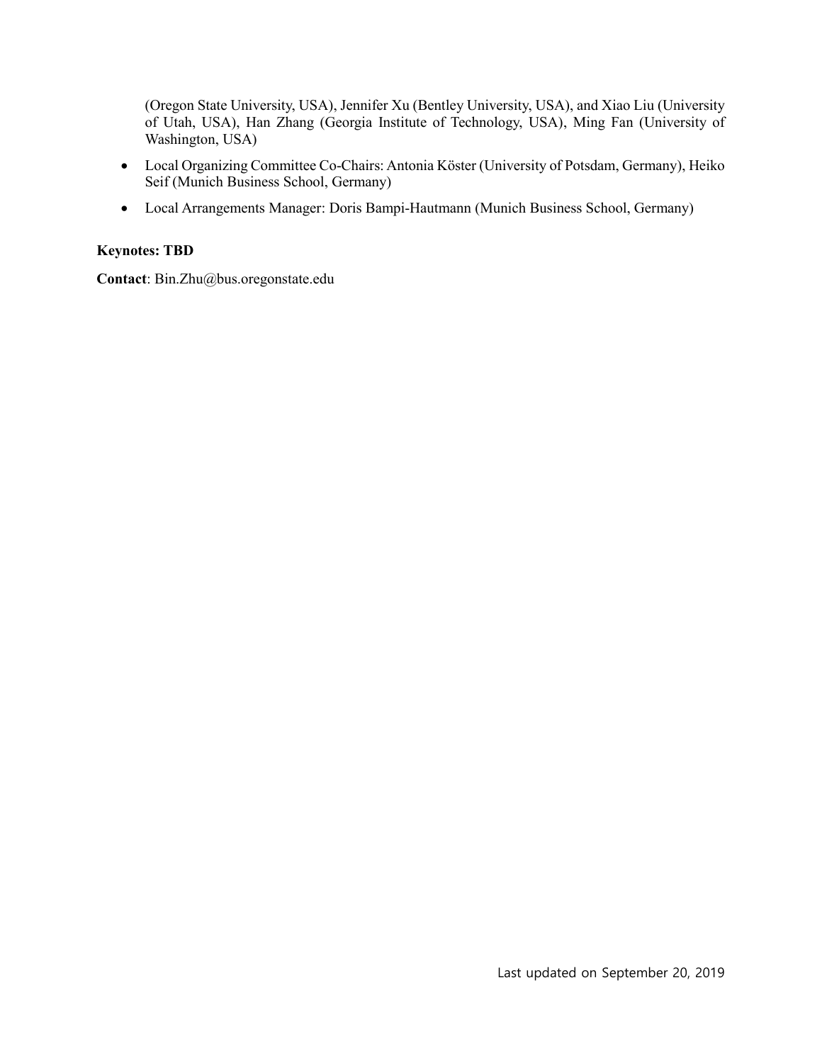(Oregon State University, USA), Jennifer Xu (Bentley University, USA), and Xiao Liu (University of Utah, USA), Han Zhang (Georgia Institute of Technology, USA), Ming Fan (University of Washington, USA)

- Local Organizing Committee Co-Chairs: Antonia Köster (University of Potsdam, Germany), Heiko Seif (Munich Business School, Germany)
- Local Arrangements Manager: Doris Bampi-Hautmann (Munich Business School, Germany)

**Keynotes: TBD**

**Contact**: Bin.Zhu@bus.oregonstate.edu

Last updated on September 20, 2019